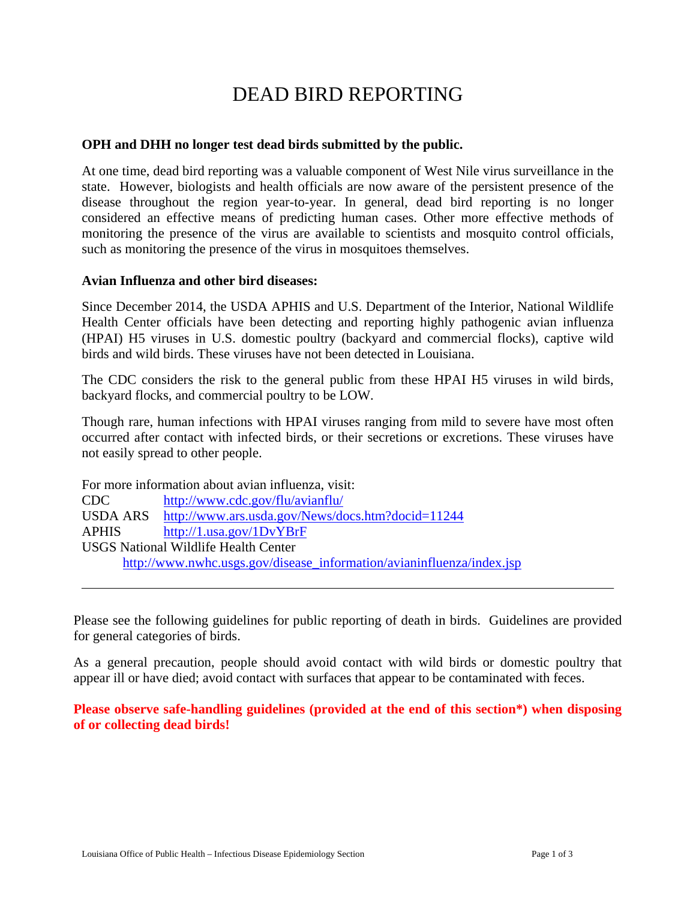# DEAD BIRD REPORTING

**OPH and DHH no longer test dead birds submitted by the public.**

At one time, dead bird reporting was a valuable component of West Nile virus surveillance in the state. However, biologists and health officials are now aware of the persistent presence of the disease throughout the region year-to-year. In general, dead bird reporting is no longer considered an effective means of predicting human cases. Other more effective methods of monitoring the presence of the virus are available to scientists and mosquito control officials, such as monitoring the presence of the virus in mosquitoes themselves.

**Avian Influenza and other bird diseases:**

Since December 2014, the USDA APHIS and U.S. Department of the Interior, National Wildlife Health Center officials have been detecting and reporting highly pathogenic avian influenza (HPAI) H5 viruses in U.S. domestic poultry (backyard and commercial flocks), captive wild birds and wild birds. These viruses have not been detected in Louisiana.

The CDC considers the risk to the general public from these HPAI H5 viruses in wild birds, backyard flocks, and commercial poultry to be LOW.

Though rare, human infections with HPAI viruses ranging from mild to severe have most often occurred after contact with infected birds, or their secretions or excretions. These viruses have not easily spread to other people.

For more information about avian influenza, visit:

CDC http://www.cdc.gov/flu/avianflu/
USDA ARS http://www.ars.usda.gov/News/docs.htm?docid=11244
APHIS http://1.usa.gov/1DvYBrF
USGS National Wildlife Health Center
http://www.nwhc.usgs.gov/disease_information/avianinfluenza/index.jsp

---

Please see the following guidelines for public reporting of death in birds. Guidelines are provided for general categories of birds.

As a general precaution, people should avoid contact with wild birds or domestic poultry that appear ill or have died; avoid contact with surfaces that appear to be contaminated with feces.

**Please observe safe-handling guidelines (provided at the end of this section*) when disposing of or collecting dead birds!**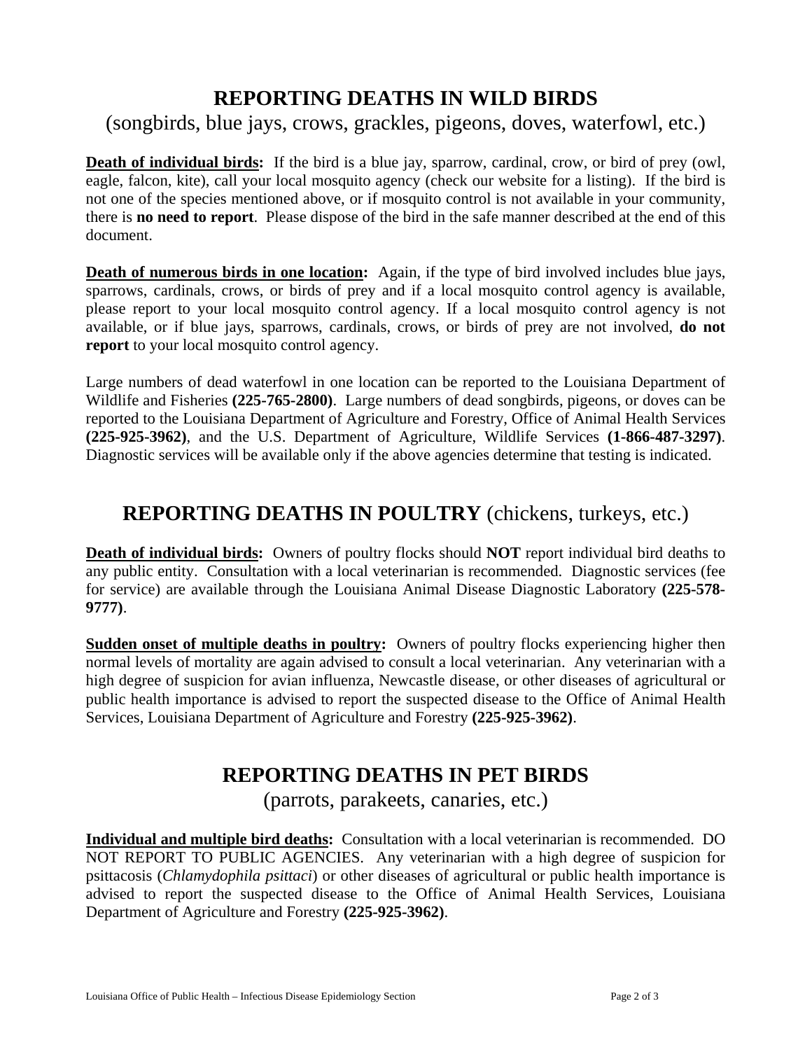## REPORTING DEATHS IN WILD BIRDS

(songbirds, blue jays, crows, grackles, pigeons, doves, waterfowl, etc.)

**Death of individual birds:** If the bird is a blue jay, sparrow, cardinal, crow, or bird of prey (owl, eagle, falcon, kite), call your local mosquito agency (check our website for a listing). If the bird is not one of the species mentioned above, or if mosquito control is not available in your community, there is **no need to report**. Please dispose of the bird in the safe manner described at the end of this document.

**Death of numerous birds in one location:** Again, if the type of bird involved includes blue jays, sparrows, cardinals, crows, or birds of prey and if a local mosquito control agency is available, please report to your local mosquito control agency. If a local mosquito control agency is not available, or if blue jays, sparrows, cardinals, crows, or birds of prey are not involved, **do not report** to your local mosquito control agency.

Large numbers of dead waterfowl in one location can be reported to the Louisiana Department of Wildlife and Fisheries **(225-765-2800)**. Large numbers of dead songbirds, pigeons, or doves can be reported to the Louisiana Department of Agriculture and Forestry, Office of Animal Health Services **(225-925-3962)**, and the U.S. Department of Agriculture, Wildlife Services **(1-866-487-3297)**. Diagnostic services will be available only if the above agencies determine that testing is indicated.

## REPORTING DEATHS IN POULTRY (chickens, turkeys, etc.)

**Death of individual birds:** Owners of poultry flocks should **NOT** report individual bird deaths to any public entity. Consultation with a local veterinarian is recommended. Diagnostic services (fee for service) are available through the Louisiana Animal Disease Diagnostic Laboratory **(225-578-9777)**.

**Sudden onset of multiple deaths in poultry:** Owners of poultry flocks experiencing higher then normal levels of mortality are again advised to consult a local veterinarian. Any veterinarian with a high degree of suspicion for avian influenza, Newcastle disease, or other diseases of agricultural or public health importance is advised to report the suspected disease to the Office of Animal Health Services, Louisiana Department of Agriculture and Forestry **(225-925-3962)**.

## REPORTING DEATHS IN PET BIRDS

(parrots, parakeets, canaries, etc.)

**Individual and multiple bird deaths:** Consultation with a local veterinarian is recommended. DO NOT REPORT TO PUBLIC AGENCIES. Any veterinarian with a high degree of suspicion for psittacosis (*Chlamydophila psittaci*) or other diseases of agricultural or public health importance is advised to report the suspected disease to the Office of Animal Health Services, Louisiana Department of Agriculture and Forestry **(225-925-3962)**.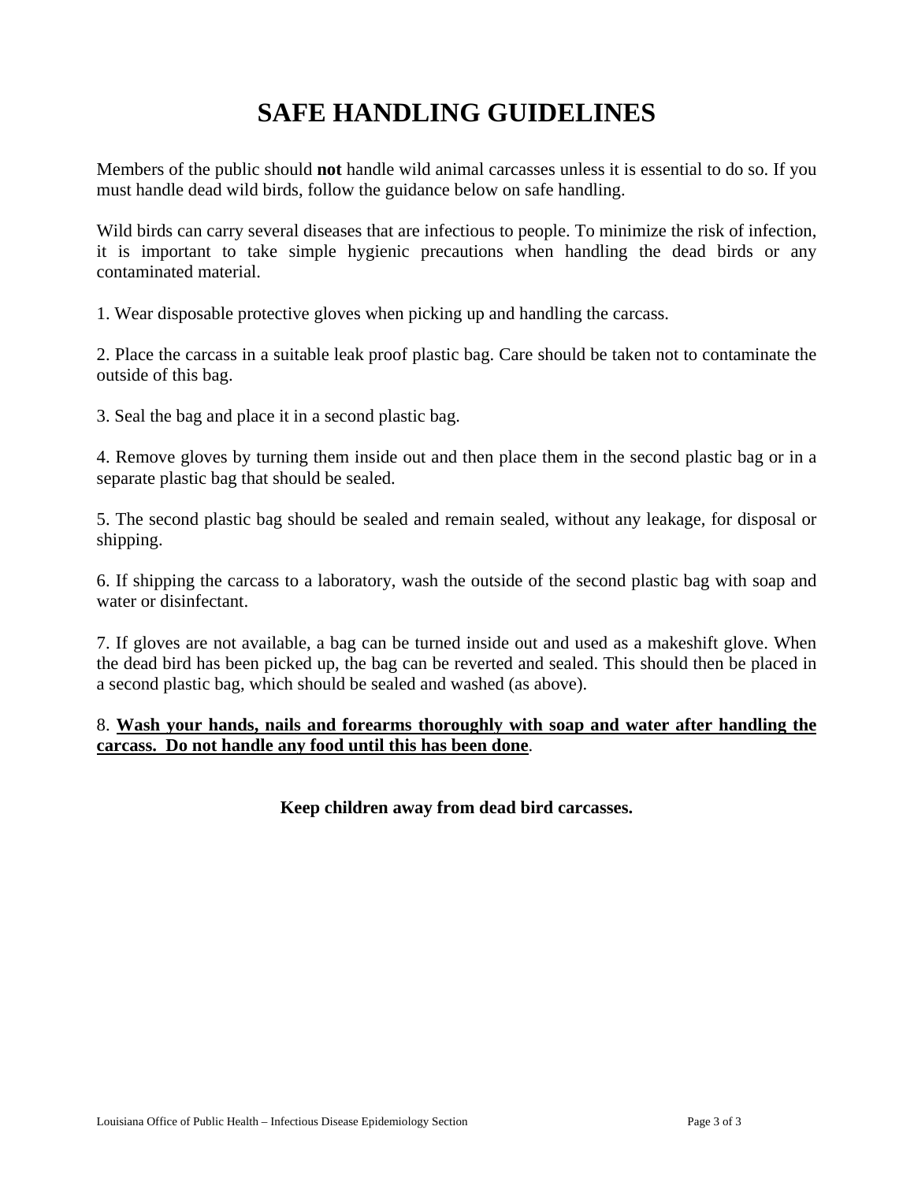# SAFE HANDLING GUIDELINES

Members of the public should **not** handle wild animal carcasses unless it is essential to do so. If you must handle dead wild birds, follow the guidance below on safe handling.

Wild birds can carry several diseases that are infectious to people. To minimize the risk of infection, it is important to take simple hygienic precautions when handling the dead birds or any contaminated material.

1. Wear disposable protective gloves when picking up and handling the carcass.

2. Place the carcass in a suitable leak proof plastic bag. Care should be taken not to contaminate the outside of this bag.

3. Seal the bag and place it in a second plastic bag.

4. Remove gloves by turning them inside out and then place them in the second plastic bag or in a separate plastic bag that should be sealed.

5. The second plastic bag should be sealed and remain sealed, without any leakage, for disposal or shipping.

6. If shipping the carcass to a laboratory, wash the outside of the second plastic bag with soap and water or disinfectant.

7. If gloves are not available, a bag can be turned inside out and used as a makeshift glove. When the dead bird has been picked up, the bag can be reverted and sealed. This should then be placed in a second plastic bag, which should be sealed and washed (as above).

8. **<u>Wash your hands, nails and forearms thoroughly with soap and water after handling the carcass. Do not handle any food until this has been done</u>**.

**Keep children away from dead bird carcasses.**